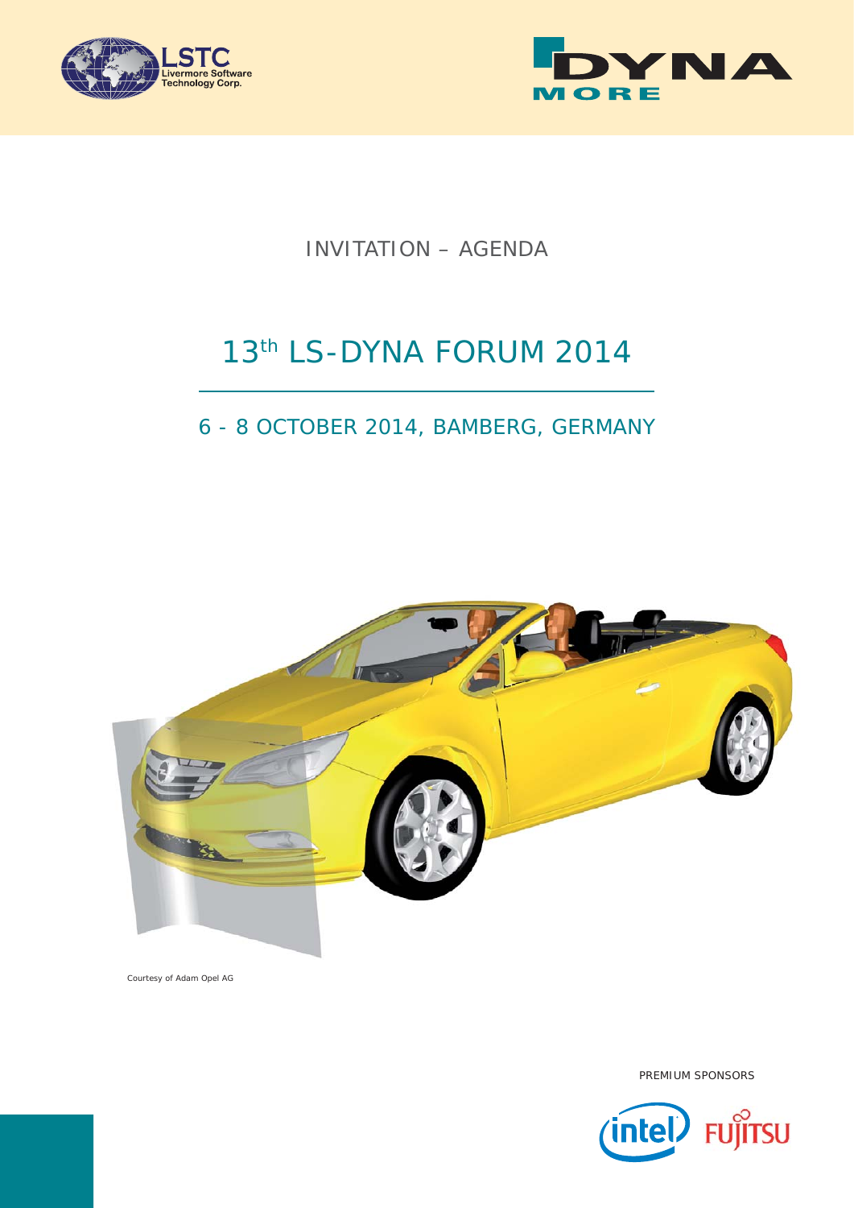INVITATION – AGENDA

# 13th LS-DYNA FORUM 2014

## 6 - 8 OCTOBER 2014, BAMBERG, GERMANY

Courtesy of Adam Opel AG

PREMIUM SPONSORS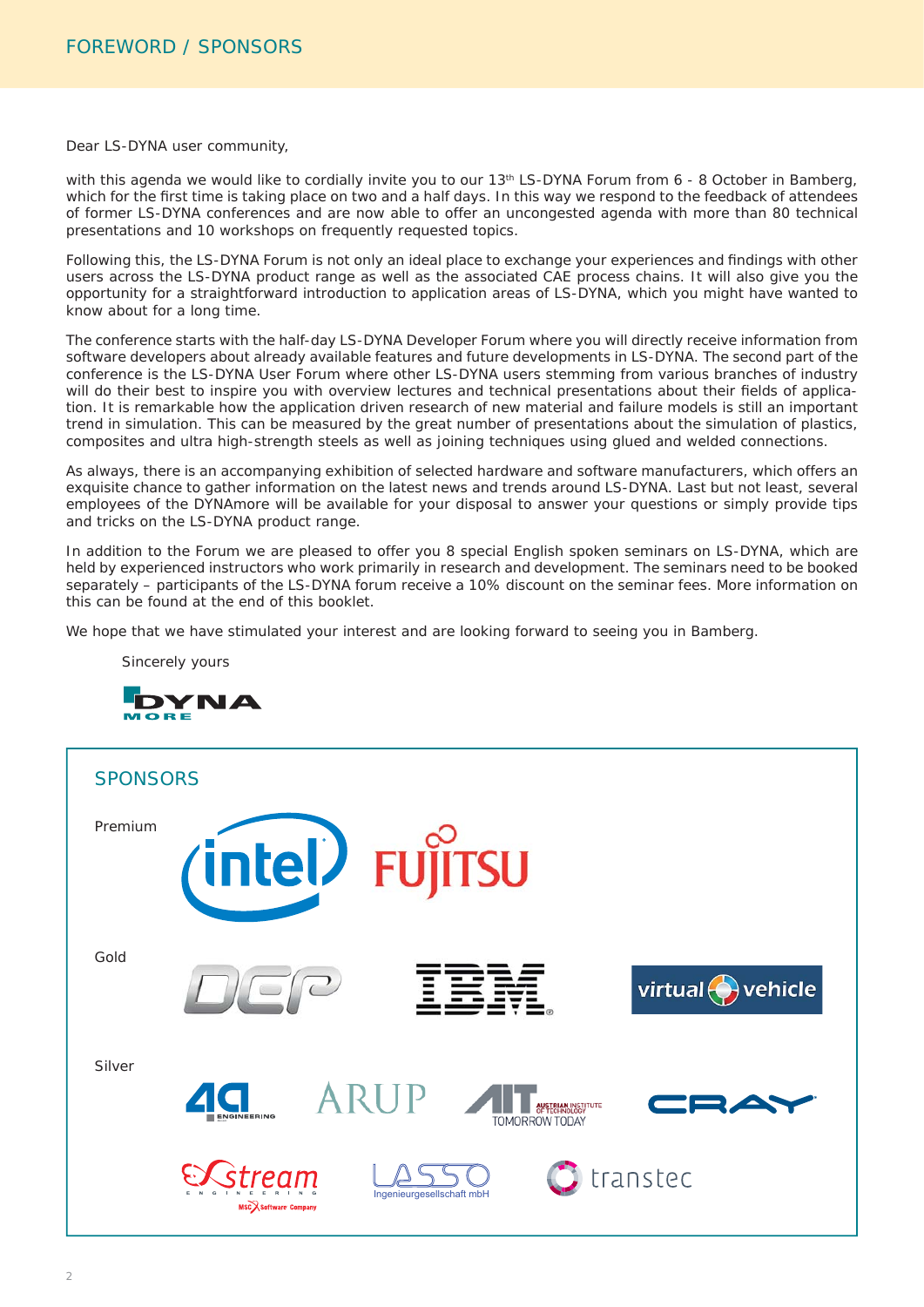# FOREWORD / SPONSORS

Dear LS-DYNA user community,

with this agenda we would like to cordially invite you to our 13th LS-DYNA Forum from 6 - 8 October in Bamberg, which for the first time is taking place on two and a half days. In this way we respond to the feedback of attendees of former LS-DYNA conferences and are now able to offer an uncongested agenda with more than 80 technical presentations and 10 workshops on frequently requested topics.

Following this, the LS-DYNA Forum is not only an ideal place to exchange your experiences and findings with other users across the LS-DYNA product range as well as the associated CAE process chains. It will also give you the opportunity for a straightforward introduction to application areas of LS-DYNA, which you might have wanted to know about for a long time.

The conference starts with the half-day LS-DYNA Developer Forum where you will directly receive information from software developers about already available features and future developments in LS-DYNA. The second part of the conference is the LS-DYNA User Forum where other LS-DYNA users stemming from various branches of industry will do their best to inspire you with overview lectures and technical presentations about their fields of application. It is remarkable how the application driven research of new material and failure models is still an important trend in simulation. This can be measured by the great number of presentations about the simulation of plastics, composites and ultra high-strength steels as well as joining techniques using glued and welded connections.

As always, there is an accompanying exhibition of selected hardware and software manufacturers, which offers an exquisite chance to gather information on the latest news and trends around LS-DYNA. Last but not least, several employees of the DYNAmore will be available for your disposal to answer your questions or simply provide tips and tricks on the LS-DYNA product range.

In addition to the Forum we are pleased to offer you 8 special English spoken seminars on LS-DYNA, which are held by experienced instructors who work primarily in research and development. The seminars need to be booked separately – participants of the LS-DYNA forum receive a 10% discount on the seminar fees. More information on this can be found at the end of this booklet.

We hope that we have stimulated your interest and are looking forward to seeing you in Bamberg.

Sincerely yours

DYNAmore

## SPONSORS

**Premium**

Intel, Fujitsu

**Gold**

DEP, IBM, virtual vehicle

**Silver**

4a engineering, ARUP, AIT Austrian Institute of Technology – Tomorrow Today, Cray, eXstream engineering – MSC Software Company, LASSO Ingenieurgesellschaft mbH, transtec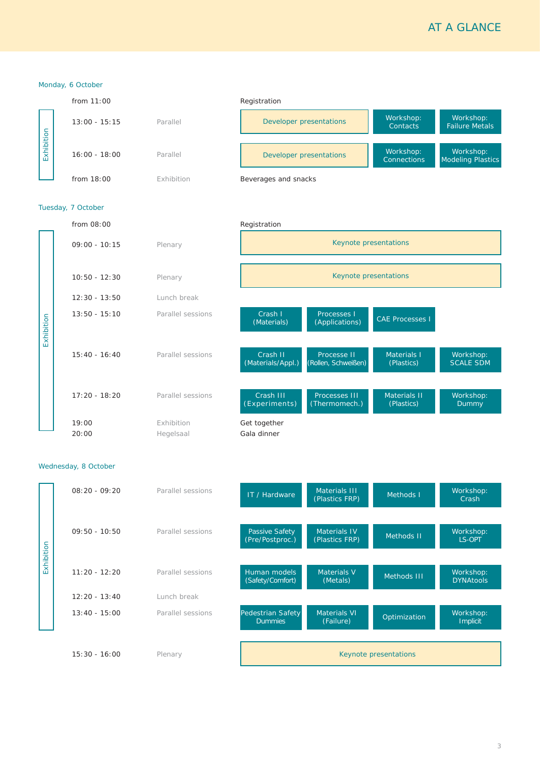# AT A GLANCE

## Monday, 6 October

*Exhibition*

| Time | Type | | | | |
|---|---|---|---|---|---|
| from 11:00 | | Registration | | | |
| 13:00 - 15:15 | Parallel | Developer presentations | | Workshop: Contacts | Workshop: Failure Metals |
| 16:00 - 18:00 | Parallel | Developer presentations | | Workshop: Connections | Workshop: Modeling Plastics |
| from 18:00 | Exhibition | Beverages and snacks | | | |

## Tuesday, 7 October

*Exhibition*

| Time | Type | | | | |
|---|---|---|---|---|---|
| from 08:00 | | Registration | | | |
| 09:00 - 10:15 | Plenary | Keynote presentations | | | |
| 10:50 - 12:30 | Plenary | Keynote presentations | | | |
| 12:30 - 13:50 | Lunch break | | | | |
| 13:50 - 15:10 | Parallel sessions | Crash I (Materials) | Processes I (Applications) | CAE Processes I | |
| 15:40 - 16:40 | Parallel sessions | Crash II (Materials/Appl.) | Processe II (Rollen, Schweißen) | Materials I (Plastics) | Workshop: SCALE SDM |
| 17:20 - 18:20 | Parallel sessions | Crash III (Experiments) | Processes III (Thermomech.) | Materials II (Plastics) | Workshop: Dummy |
| 19:00 | Exhibition | Get together | | | |
| 20:00 | Hegelsaal | Gala dinner | | | |

## Wednesday, 8 October

*Exhibition*

| Time | Type | | | | |
|---|---|---|---|---|---|
| 08:20 - 09:20 | Parallel sessions | IT / Hardware | Materials III (Plastics FRP) | Methods I | Workshop: Crash |
| 09:50 - 10:50 | Parallel sessions | Passive Safety (Pre/Postproc.) | Materials IV (Plastics FRP) | Methods II | Workshop: LS-OPT |
| 11:20 - 12:20 | Parallel sessions | Human models (Safety/Comfort) | Materials V (Metals) | Methods III | Workshop: DYNAtools |
| 12:20 - 13:40 | Lunch break | | | | |
| 13:40 - 15:00 | Parallel sessions | Pedestrian Safety Dummies | Materials VI (Failure) | Optimization | Workshop: Implicit |
| 15:30 - 16:00 | Plenary | Keynote presentations | | | |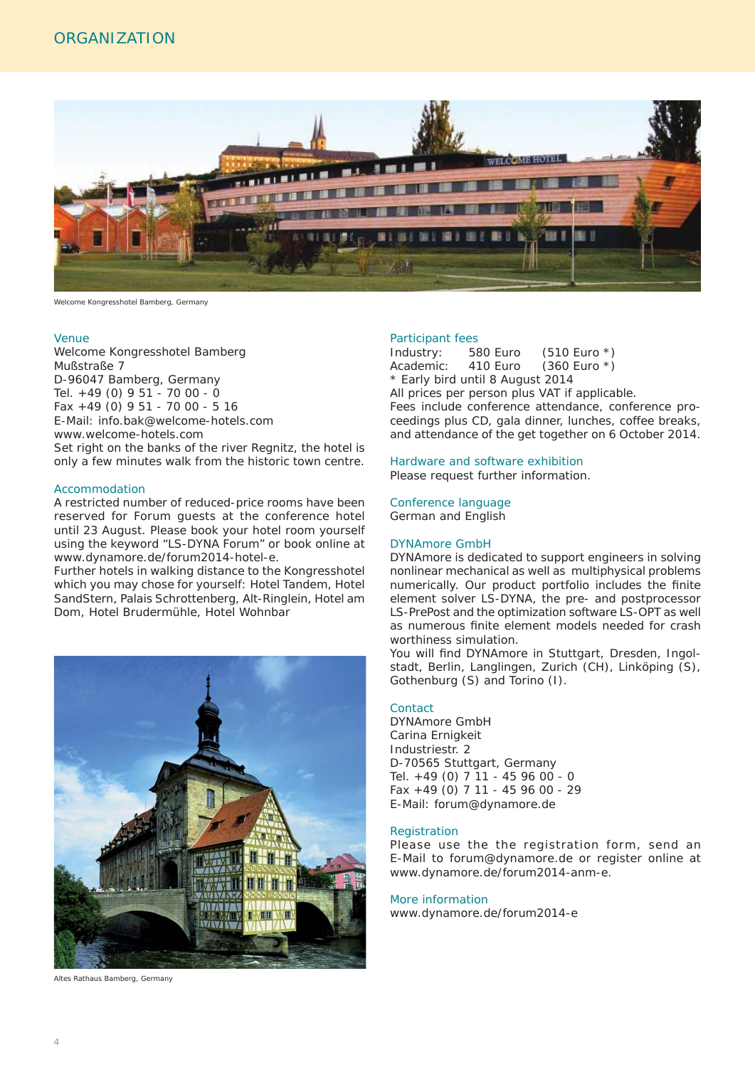# ORGANIZATION

Welcome Kongresshotel Bamberg, Germany

## Venue

Welcome Kongresshotel Bamberg
Mußstraße 7
D-96047 Bamberg, Germany
Tel. +49 (0) 9 51 - 70 00 - 0
Fax +49 (0) 9 51 - 70 00 - 5 16
E-Mail: info.bak@welcome-hotels.com
www.welcome-hotels.com
Set right on the banks of the river Regnitz, the hotel is only a few minutes walk from the historic town centre.

## Accommodation

A restricted number of reduced-price rooms have been reserved for Forum guests at the conference hotel until 23 August. Please book your hotel room yourself using the keyword "LS-DYNA Forum" or book online at www.dynamore.de/forum2014-hotel-e.
Further hotels in walking distance to the Kongresshotel which you may chose for yourself: Hotel Tandem, Hotel SandStern, Palais Schrottenberg, Alt-Ringlein, Hotel am Dom, Hotel Brudermühle, Hotel Wohnbar

Altes Rathaus Bamberg, Germany

## Participant fees

| | | |
|---|---|---|
| Industry: | 580 Euro | (510 Euro *) |
| Academic: | 410 Euro | (360 Euro *) |

* Early bird until 8 August 2014
All prices per person plus VAT if applicable.
Fees include conference attendance, conference proceedings plus CD, gala dinner, lunches, coffee breaks, and attendance of the get together on 6 October 2014.

## Hardware and software exhibition

Please request further information.

## Conference language

German and English

## DYNAmore GmbH

DYNAmore is dedicated to support engineers in solving nonlinear mechanical as well as multiphysical problems numerically. Our product portfolio includes the finite element solver LS-DYNA, the pre- and postprocessor LS-PrePost and the optimization software LS-OPT as well as numerous finite element models needed for crash worthiness simulation.
You will find DYNAmore in Stuttgart, Dresden, Ingolstadt, Berlin, Langlingen, Zurich (CH), Linköping (S), Gothenburg (S) and Torino (I).

## Contact

DYNAmore GmbH
Carina Ernigkeit
Industriestr. 2
D-70565 Stuttgart, Germany
Tel. +49 (0) 7 11 - 45 96 00 - 0
Fax +49 (0) 7 11 - 45 96 00 - 29
E-Mail: forum@dynamore.de

## Registration

Please use the the registration form, send an E-Mail to forum@dynamore.de or register online at www.dynamore.de/forum2014-anm-e.

## More information

www.dynamore.de/forum2014-e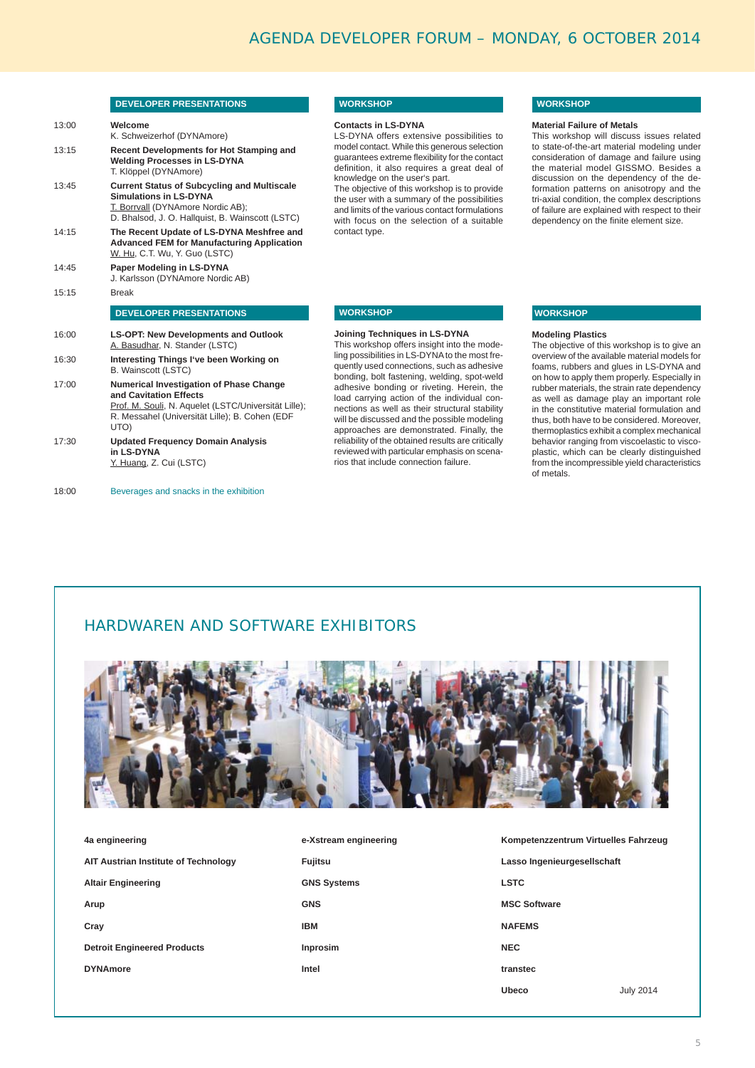# AGENDA DEVELOPER FORUM – MONDAY, 6 OCTOBER 2014

## DEVELOPER PRESENTATIONS

13:00 **Welcome**
K. Schweizerhof (DYNAmore)

13:15 **Recent Developments for Hot Stamping and Welding Processes in LS-DYNA**
T. Klöppel (DYNAmore)

13:45 **Current Status of Subcycling and Multiscale Simulations in LS-DYNA**
T. Borrvall (DYNAmore Nordic AB);
D. Bhalsod, J. O. Hallquist, B. Wainscott (LSTC)

14:15 **The Recent Update of LS-DYNA Meshfree and Advanced FEM for Manufacturing Application**
W. Hu, C.T. Wu, Y. Guo (LSTC)

14:45 **Paper Modeling in LS-DYNA**
J. Karlsson (DYNAmore Nordic AB)

15:15 Break

## DEVELOPER PRESENTATIONS

16:00 **LS-OPT: New Developments and Outlook**
A. Basudhar, N. Stander (LSTC)

16:30 **Interesting Things I've been Working on**
B. Wainscott (LSTC)

17:00 **Numerical Investigation of Phase Change and Cavitation Effects**
Prof. M. Souli, N. Aquelet (LSTC/Universität Lille); R. Messahel (Universität Lille); B. Cohen (EDF UTO)

17:30 **Updated Frequency Domain Analysis in LS-DYNA**
Y. Huang, Z. Cui (LSTC)

18:00 Beverages and snacks in the exhibition

## WORKSHOP

**Contacts in LS-DYNA**

LS-DYNA offers extensive possibilities to model contact. While this generous selection guarantees extreme flexibility for the contact definition, it also requires a great deal of knowledge on the user's part.
The objective of this workshop is to provide the user with a summary of the possibilities and limits of the various contact formulations with focus on the selection of a suitable contact type.

## WORKSHOP

**Joining Techniques in LS-DYNA**

This workshop offers insight into the modeling possibilities in LS-DYNA to the most frequently used connections, such as adhesive bonding, bolt fastening, welding, spot-weld adhesive bonding or riveting. Herein, the load carrying action of the individual connections as well as their structural stability will be discussed and the possible modeling approaches are demonstrated. Finally, the reliability of the obtained results are critically reviewed with particular emphasis on scenarios that include connection failure.

## WORKSHOP

**Material Failure of Metals**

This workshop will discuss issues related to state-of-the-art material modeling under consideration of damage and failure using the material model GISSMO. Besides a discussion on the dependency of the deformation patterns on anisotropy and the tri-axial condition, the complex descriptions of failure are explained with respect to their dependency on the finite element size.

## WORKSHOP

**Modeling Plastics**

The objective of this workshop is to give an overview of the available material models for foams, rubbers and glues in LS-DYNA and on how to apply them properly. Especially in rubber materials, the strain rate dependency as well as damage play an important role in the constitutive material formulation and thus, both have to be considered. Moreover, thermoplastics exhibit a complex mechanical behavior ranging from viscoelastic to viscoplastic, which can be clearly distinguished from the incompressible yield characteristics of metals.

## HARDWAREN AND SOFTWARE EXHIBITORS

**4a engineering**
**AIT Austrian Institute of Technology**
**Altair Engineering**
**Arup**
**Cray**
**Detroit Engineered Products**
**DYNAmore**
**e-Xstream engineering**
**Fujitsu**
**GNS Systems**
**GNS**
**IBM**
**Inprosim**
**Intel**
**Kompetenzzentrum Virtuelles Fahrzeug**
**Lasso Ingenieurgesellschaft**
**LSTC**
**MSC Software**
**NAFEMS**
**NEC**
**transtec**
**Ubeco**

July 2014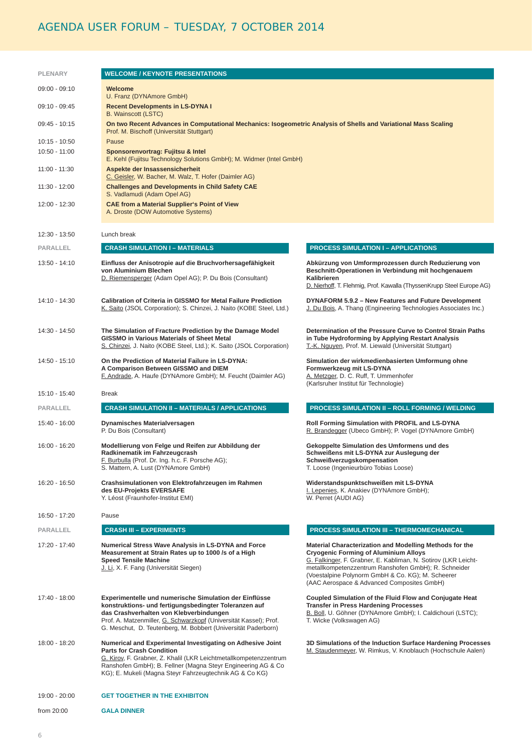# AGENDA USER FORUM – TUESDAY, 7 OCTOBER 2014

| PLENARY | WELCOME / KEYNOTE PRESENTATIONS |
|---|---|
| 09:00 - 09:10 | **Welcome**<br>U. Franz (DYNAmore GmbH) |
| 09:10 - 09:45 | **Recent Developments in LS-DYNA I**<br>B. Wainscott (LSTC) |
| 09:45 - 10:15 | **On two Recent Advances in Computational Mechanics: Isogeometric Analysis of Shells and Variational Mass Scaling**<br>Prof. M. Bischoff (Universität Stuttgart) |
| 10:15 - 10:50 | Pause |
| 10:50 - 11:00 | **Sponsorenvortrag: Fujitsu & Intel**<br>E. Kehl (Fujitsu Technology Solutions GmbH); M. Widmer (Intel GmbH) |
| 11:00 - 11:30 | **Aspekte der Insassensicherheit**<br>C. Geisler, W. Bacher, M. Walz, T. Hofer (Daimler AG) |
| 11:30 - 12:00 | **Challenges and Developments in Child Safety CAE**<br>S. Vadlamudi (Adam Opel AG) |
| 12:00 - 12:30 | **CAE from a Material Supplier's Point of View**<br>A. Droste (DOW Automotive Systems) |
| 12:30 - 13:50 | Lunch break |

| PARALLEL | CRASH SIMULATION I – MATERIALS | PROCESS SIMULATION I – APPLICATIONS |
|---|---|---|
| 13:50 - 14:10 | **Einfluss der Anisotropie auf die Bruchvorhersagefähigkeit von Aluminium Blechen**<br>D. Riemensperger (Adam Opel AG); P. Du Bois (Consultant) | **Abkürzung von Umformprozessen durch Reduzierung von Beschnitt-Operationen in Verbindung mit hochgenauem Kalibrieren**<br>D. Nierhoff, T. Flehmig, Prof. Kawalla (ThyssenKrupp Steel Europe AG) |
| 14:10 - 14:30 | **Calibration of Criteria in GISSMO for Metal Failure Prediction**<br>K. Saito (JSOL Corporation); S. Chinzei, J. Naito (KOBE Steel, Ltd.) | **DYNAFORM 5.9.2 – New Features and Future Development**<br>J. Du Bois, A. Thang (Engineering Technologies Associates Inc.) |
| 14:30 - 14:50 | **The Simulation of Fracture Prediction by the Damage Model GISSMO in Various Materials of Sheet Metal**<br>S. Chinzei, J. Naito (KOBE Steel, Ltd.); K. Saito (JSOL Corporation) | **Determination of the Pressure Curve to Control Strain Paths in Tube Hydroforming by Applying Restart Analysis**<br>T.-K. Nguyen, Prof. M. Liewald (Universität Stuttgart) |
| 14:50 - 15:10 | **On the Prediction of Material Failure in LS-DYNA: A Comparison Between GISSMO and DIEM**<br>F. Andrade, A. Haufe (DYNAmore GmbH); M. Feucht (Daimler AG) | **Simulation der wirkmedienbasierten Umformung ohne Formwerkzeug mit LS-DYNA**<br>A. Metzger, D. C. Ruff, T. Ummenhofer (Karlsruher Institut für Technologie) |
| 15:10 - 15:40 | Break | |

| PARALLEL | CRASH SIMULATION II – MATERIALS / APPLICATIONS | PROCESS SIMULATION II – ROLL FORMING / WELDING |
|---|---|---|
| 15:40 - 16:00 | **Dynamisches Materialversagen**<br>P. Du Bois (Consultant) | **Roll Forming Simulation with PROFIL and LS-DYNA**<br>R. Brandegger (Ubeco GmbH); P. Vogel (DYNAmore GmbH) |
| 16:00 - 16:20 | **Modellierung von Felge und Reifen zur Abbildung der Radkinematik im Fahrzeugcrash**<br>F. Burbulla (Prof. Dr. Ing. h.c. F. Porsche AG); S. Mattern, A. Lust (DYNAmore GmbH) | **Gekoppelte Simulation des Umformens und des Schweißens mit LS-DYNA zur Auslegung der Schweißverzugskompensation**<br>T. Loose (Ingenieurbüro Tobias Loose) |
| 16:20 - 16:50 | **Crashsimulationen von Elektrofahrzeugen im Rahmen des EU-Projekts EVERSAFE**<br>Y. Léost (Fraunhofer-Institut EMI) | **Widerstandspunktschweißen mit LS-DYNA**<br>I. Lepenies, K. Anakiev (DYNAmore GmbH); W. Perret (AUDI AG) |
| 16:50 - 17:20 | Pause | |

| PARALLEL | CRASH III – EXPERIMENTS | PROCESS SIMULATION III – THERMOMECHANICAL |
|---|---|---|
| 17:20 - 17:40 | **Numerical Stress Wave Analysis in LS-DYNA and Force Measurement at Strain Rates up to 1000 /s of a High Speed Tensile Machine**<br>J. Li, X. F. Fang (Universität Siegen) | **Material Characterization and Modelling Methods for the Cryogenic Forming of Aluminium Alloys**<br>G. Falkinger, F. Grabner, E. Kabliman, N. Sotirov (LKR Leichtmetallkompetenzzentrum Ranshofen GmbH); R. Schneider (Voestalpine Polynorm GmbH & Co. KG); M. Scheerer (AAC Aerospace & Advanced Composites GmbH) |
| 17:40 - 18:00 | **Experimentelle und numerische Simulation der Einflüsse konstruktions- und fertigungsbedingter Toleranzen auf das Crashverhalten von Klebverbindungen**<br>Prof. A. Matzenmiller, G. Schwarzkopf (Universität Kassel); Prof. G. Meschut, D. Teutenberg, M. Bobbert (Universität Paderborn) | **Coupled Simulation of the Fluid Flow and Conjugate Heat Transfer in Press Hardening Processes**<br>B. Boll, U. Göhner (DYNAmore GmbH); I. Caldichouri (LSTC); T. Wicke (Volkswagen AG) |
| 18:00 - 18:20 | **Numerical and Experimental Investigating on Adhesive Joint Parts for Crash Condition**<br>G. Kirov, F. Grabner, Z. Khalil (LKR Leichtmetallkompetenzzentrum Ranshofen GmbH); B. Fellner (Magna Steyr Engineering AG & Co KG); E. Mukeli (Magna Steyr Fahrzeugtechnik AG & Co KG) | **3D Simulations of the Induction Surface Hardening Processes**<br>M. Staudenmeyer, W. Rimkus, V. Knoblauch (Hochschule Aalen) |
| 19:00 - 20:00 | **GET TOGETHER IN THE EXHIBITON** | |
| from 20:00 | **GALA DINNER** | |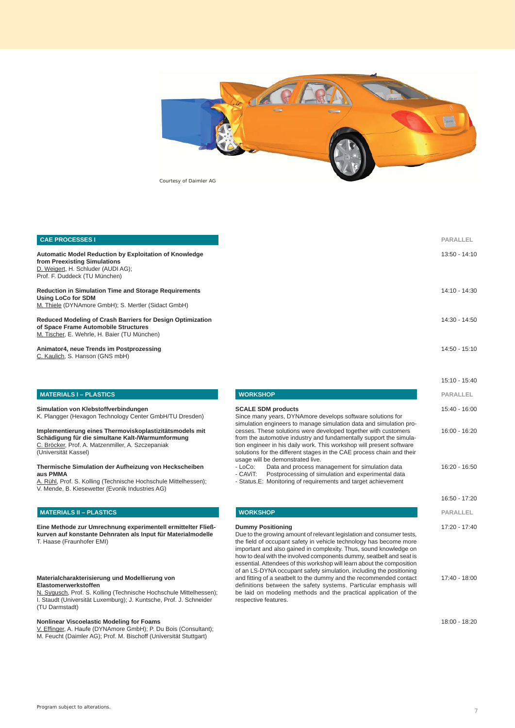Courtesy of Daimler AG

## CAE PROCESSES I

PARALLEL

**Automatic Model Reduction by Exploitation of Knowledge from Preexisting Simulations**
D. Weigert, H. Schluder (AUDI AG);
Prof. F. Duddeck (TU München)
13:50 - 14:10

**Reduction in Simulation Time and Storage Requirements Using LoCo for SDM**
M. Thiele (DYNAmore GmbH); S. Mertler (Sidact GmbH)
14:10 - 14:30

**Reduced Modeling of Crash Barriers for Design Optimization of Space Frame Automobile Structures**
M. Tischer, E. Wehrle, H. Baier (TU München)
14:30 - 14:50

**Animator4, neue Trends im Postprozessing**
C. Kaulich, S. Hanson (GNS mbH)
14:50 - 15:10

15:10 - 15:40

## MATERIALS I – PLASTICS

PARALLEL

**Simulation von Klebstoffverbindungen**
K. Plangger (Hexagon Technology Center GmbH/TU Dresden)
15:40 - 16:00

**Implementierung eines Thermoviskoplastizitätsmodels mit Schädigung für die simultane Kalt-/Warmumformung**
C. Bröcker, Prof. A. Matzenmiller, A. Szczepaniak (Universität Kassel)
16:00 - 16:20

**Thermische Simulation der Aufheizung von Heckscheiben aus PMMA**
A. Rühl, Prof. S. Kolling (Technische Hochschule Mittelhessen); V. Mende, B. Kiesewetter (Evonik Industries AG)
16:20 - 16:50

## WORKSHOP

**SCALE SDM products**
Since many years, DYNAmore develops software solutions for simulation engineers to manage simulation data and simulation processes. These solutions were developed together with customers from the automotive industry and fundamentally support the simulation engineer in his daily work. This workshop will present software solutions for the different stages in the CAE process chain and their usage will be demonstrated live.
- LoCo: Data and process management for simulation data
- CAViT: Postprocessing of simulation and experimental data
- Status.E: Monitoring of requirements and target achievement

16:50 - 17:20

## MATERIALS II – PLASTICS

PARALLEL

**Eine Methode zur Umrechnung experimentell ermittelter Fließkurven auf konstante Dehnraten als Input für Materialmodelle**
T. Haase (Fraunhofer EMI)
17:20 - 17:40

**Materialcharakterisierung und Modellierung von Elastomerwerkstoffen**
N. Sygusch, Prof. S. Kolling (Technische Hochschule Mittelhessen); I. Staudt (Universität Luxemburg); J. Kuntsche, Prof. J. Schneider (TU Darmstadt)
17:40 - 18:00

**Nonlinear Viscoelastic Modeling for Foams**
V. Effinger, A. Haufe (DYNAmore GmbH); P. Du Bois (Consultant); M. Feucht (Daimler AG); Prof. M. Bischoff (Universität Stuttgart)
18:00 - 18:20

## WORKSHOP

**Dummy Positioning**
Due to the growing amount of relevant legislation and consumer tests, the field of occupant safety in vehicle technology has become more important and also gained in complexity. Thus, sound knowledge on how to deal with the involved components dummy, seatbelt and seat is essential. Attendees of this workshop will learn about the composition of an LS-DYNA occupant safety simulation, including the positioning and fitting of a seatbelt to the dummy and the recommended contact definitions between the safety systems. Particular emphasis will be laid on modeling methods and the practical application of the respective features.

Program subject to alterations.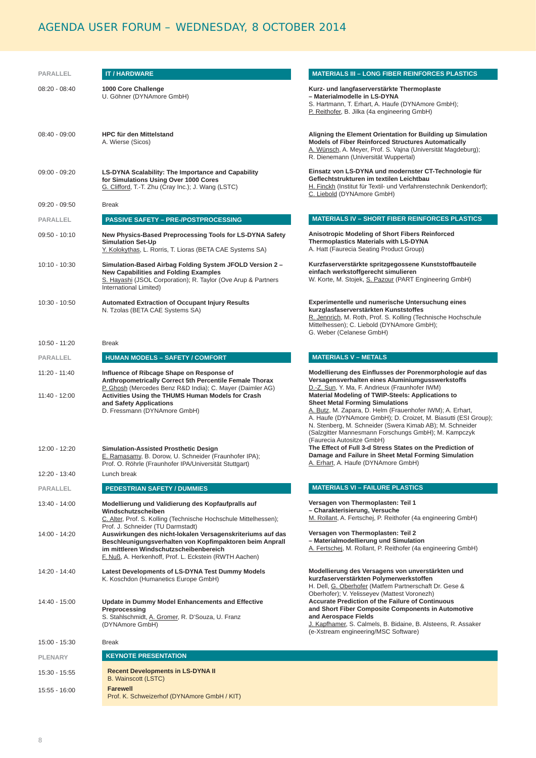# AGENDA USER FORUM – WEDNESDAY, 8 OCTOBER 2014

| PARALLEL | IT / HARDWARE | MATERIALS III – LONG FIBER REINFORCES PLASTICS |
|---|---|---|
| 08:20 - 08:40 | **1000 Core Challenge**<br>U. Göhner (DYNAmore GmbH) | **Kurz- und langfaserverstärkte Thermoplaste – Materialmodelle in LS-DYNA**<br>S. Hartmann, T. Erhart, A. Haufe (DYNAmore GmbH); P. Reithofer, B. Jilka (4a engineering GmbH) |
| 08:40 - 09:00 | **HPC für den Mittelstand**<br>A. Wierse (Sicos) | **Aligning the Element Orientation for Building up Simulation Models of Fiber Reinforced Structures Automatically**<br>A. Wünsch, A. Meyer, Prof. S. Vajna (Universität Magdeburg); R. Dienemann (Universität Wuppertal) |
| 09:00 - 09:20 | **LS-DYNA Scalability: The Importance and Capability for Simulations Using Over 1000 Cores**<br>G. Clifford, T.-T. Zhu (Cray Inc.); J. Wang (LSTC) | **Einsatz von LS-DYNA und modernster CT-Technologie für Geflechtstrukturen im textilen Leichtbau**<br>H. Finckh (Institut für Textil- und Verfahrenstechnik Denkendorf); C. Liebold (DYNAmore GmbH) |
| 09:20 - 09:50 | Break | |
| PARALLEL | **PASSIVE SAFETY – PRE-/POSTPROCESSING** | **MATERIALS IV – SHORT FIBER REINFORCES PLASTICS** |
| 09:50 - 10:10 | **New Physics-Based Preprocessing Tools for LS-DYNA Safety Simulation Set-Up**<br>Y. Kolokythas, L. Rorris, T. Lioras (BETA CAE Systems SA) | **Anisotropic Modeling of Short Fibers Reinforced Thermoplastics Materials with LS-DYNA**<br>A. Hatt (Faurecia Seating Product Group) |
| 10:10 - 10:30 | **Simulation-Based Airbag Folding System JFOLD Version 2 – New Capabilities and Folding Examples**<br>S. Hayashi (JSOL Corporation); R. Taylor (Ove Arup & Partners International Limited) | **Kurzfaserverstärkte spritzgegossene Kunststoffbauteile einfach werkstoffgerecht simulieren**<br>W. Korte, M. Stojek, S. Pazour (PART Engineering GmbH) |
| 10:30 - 10:50 | **Automated Extraction of Occupant Injury Results**<br>N. Tzolas (BETA CAE Systems SA) | **Experimentelle und numerische Untersuchung eines kurzglasfaserverstärkten Kunststoffes**<br>R. Jennrich, M. Roth, Prof. S. Kolling (Technische Hochschule Mittelhessen); C. Liebold (DYNAmore GmbH); G. Weber (Celanese GmbH) |
| 10:50 - 11:20 | Break | |
| PARALLEL | **HUMAN MODELS – SAFETY / COMFORT** | **MATERIALS V – METALS** |
| 11:20 - 11:40 | **Influence of Ribcage Shape on Response of Anthropometrically Correct 5th Percentile Female Thorax**<br>P. Ghosh (Mercedes Benz R&D India); C. Mayer (Daimler AG) | **Modellierung des Einflusses der Porenmorphologie auf das Versagensverhalten eines Aluminiumgusswerkstoffs**<br>D.-Z. Sun, Y. Ma, F. Andrieux (Fraunhofer IWM) |
| 11:40 - 12:00 | **Activities Using the THUMS Human Models for Crash and Safety Applications**<br>D. Fressmann (DYNAmore GmbH) | **Material Modeling of TWIP-Steels: Applications to Sheet Metal Forming Simulations**<br>A. Butz, M. Zapara, D. Helm (Frauenhofer IWM); A. Erhart, A. Haufe (DYNAmore GmbH); D. Croizet, M. Biasutti (ESI Group); N. Stenberg, M. Schneider (Swera Kimab AB); M. Schneider (Salzgitter Mannesmann Forschungs GmbH); M. Kampczyk (Faurecia Autositze GmbH) |
| 12:00 - 12:20 | **Simulation-Assisted Prosthetic Design**<br>E. Ramasamy, B. Dorow, U. Schneider (Fraunhofer IPA); Prof. O. Röhrle (Fraunhofer IPA/Universität Stuttgart) | **The Effect of Full 3-d Stress States on the Prediction of Damage and Failure in Sheet Metal Forming Simulation**<br>A. Erhart, A. Haufe (DYNAmore GmbH) |
| 12:20 - 13:40 | Lunch break | |
| PARALLEL | **PEDESTRIAN SAFETY / DUMMIES** | **MATERIALS VI – FAILURE PLASTICS** |
| 13:40 - 14:00 | **Modellierung und Validierung des Kopfaufpralls auf Windschutzscheiben**<br>C. Alter, Prof. S. Kolling (Technische Hochschule Mittelhessen); Prof. J. Schneider (TU Darmstadt) | **Versagen von Thermoplasten: Teil 1 – Charakterisierung, Versuche**<br>M. Rollant, A. Fertschej, P. Reithofer (4a engineering GmbH) |
| 14:00 - 14:20 | **Auswirkungen des nicht-lokalen Versagenskriteriums auf das Beschleunigungsverhalten von Kopfimpaktoren beim Anprall im mittleren Windschutzscheibenbereich**<br>F. Nuß, A. Herkenhoff, Prof. L. Eckstein (RWTH Aachen) | **Versagen von Thermoplasten: Teil 2 – Materialmodellierung und Simulation**<br>A. Fertschej, M. Rollant, P. Reithofer (4a engineering GmbH) |
| 14:20 - 14:40 | **Latest Developments of LS-DYNA Test Dummy Models**<br>K. Koschdon (Humanetics Europe GmbH) | **Modellierung des Versagens von unverstärkten und kurzfaserverstärkten Polymerwerkstoffen**<br>H. Dell, G. Oberhofer (Matfem Partnerschaft Dr. Gese & Oberhofer); V. Yelisseyev (Mattest Voronezh) |
| 14:40 - 15:00 | **Update in Dummy Model Enhancements and Effective Preprocessing**<br>S. Stahlschmidt, A. Gromer, R. D'Souza, U. Franz (DYNAmore GmbH) | **Accurate Prediction of the Failure of Continuous and Short Fiber Composite Components in Automotive and Aerospace Fields**<br>J. Kapfhamer, S. Calmels, B. Bidaine, B. Alsteens, R. Assaker (e-Xstream engineering/MSC Software) |
| 15:00 - 15:30 | Break | |
| PLENARY | **KEYNOTE PRESENTATION** | |
| 15:30 - 15:55 | **Recent Developments in LS-DYNA II**<br>B. Wainscott (LSTC) | |
| 15:55 - 16:00 | **Farewell**<br>Prof. K. Schweizerhof (DYNAmore GmbH / KIT) | |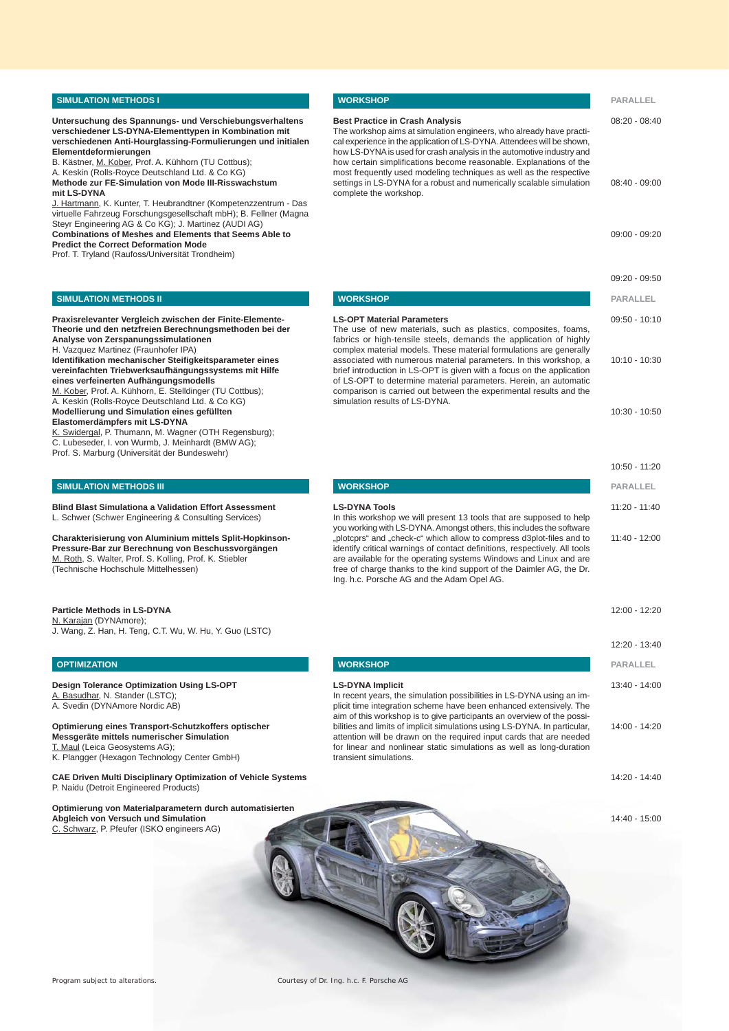## SIMULATION METHODS I

## WORKSHOP

PARALLEL

08:20 - 08:40

**Untersuchung des Spannungs- und Verschiebungsverhaltens verschiedener LS-DYNA-Elementtypen in Kombination mit verschiedenen Anti-Hourglassing-Formulierungen und initialen Elementdeformierungen**
B. Kästner, M. Kober, Prof. A. Kühhorn (TU Cottbus);
A. Keskin (Rolls-Royce Deutschland Ltd. & Co KG)

08:40 - 09:00

**Methode zur FE-Simulation von Mode III-Risswachstum mit LS-DYNA**
J. Hartmann, K. Kunter, T. Heubrandtner (Kompetenzzentrum - Das virtuelle Fahrzeug Forschungsgesellschaft mbH); B. Fellner (Magna Steyr Engineering AG & Co KG); J. Martinez (AUDI AG)

09:00 - 09:20

**Combinations of Meshes and Elements that Seems Able to Predict the Correct Deformation Mode**
Prof. T. Tryland (Raufoss/Universität Trondheim)

**Best Practice in Crash Analysis**
The workshop aims at simulation engineers, who already have practical experience in the application of LS-DYNA. Attendees will be shown, how LS-DYNA is used for crash analysis in the automotive industry and how certain simplifications become reasonable. Explanations of the most frequently used modeling techniques as well as the respective settings in LS-DYNA for a robust and numerically scalable simulation complete the workshop.

09:20 - 09:50

## SIMULATION METHODS II

## WORKSHOP

PARALLEL

09:50 - 10:10

**Praxisrelevanter Vergleich zwischen der Finite-Elemente-Theorie und den netzfreien Berechnungsmethoden bei der Analyse von Zerspanungssimulationen**
H. Vazquez Martinez (Fraunhofer IPA)

10:10 - 10:30

**Identifikation mechanischer Steifigkeitsparameter eines vereinfachten Triebwerksaufhängungssystems mit Hilfe eines verfeinerten Aufhängungsmodells**
M. Kober, Prof. A. Kühhorn, E. Stelldinger (TU Cottbus);
A. Keskin (Rolls-Royce Deutschland Ltd. & Co KG)

10:30 - 10:50

**Modellierung und Simulation eines gefüllten Elastomerdämpfers mit LS-DYNA**
K. Swidergal, P. Thumann, M. Wagner (OTH Regensburg);
C. Lubeseder, I. von Wurmb, J. Meinhardt (BMW AG);
Prof. S. Marburg (Universität der Bundeswehr)

**LS-OPT Material Parameters**
The use of new materials, such as plastics, composites, foams, fabrics or high-tensile steels, demands the application of highly complex material models. These material formulations are generally associated with numerous material parameters. In this workshop, a brief introduction in LS-OPT is given with a focus on the application of LS-OPT to determine material parameters. Herein, an automatic comparison is carried out between the experimental results and the simulation results of LS-DYNA.

10:50 - 11:20

## SIMULATION METHODS III

## WORKSHOP

PARALLEL

11:20 - 11:40

**Blind Blast Simulationa a Validation Effort Assessment**
L. Schwer (Schwer Engineering & Consulting Services)

11:40 - 12:00

**Charakterisierung von Aluminium mittels Split-Hopkinson-Pressure-Bar zur Berechnung von Beschussvorgängen**
M. Roth, S. Walter, Prof. S. Kolling, Prof. K. Stiebler
(Technische Hochschule Mittelhessen)

12:00 - 12:20

**Particle Methods in LS-DYNA**
N. Karajan (DYNAmore);
J. Wang, Z. Han, H. Teng, C.T. Wu, W. Hu, Y. Guo (LSTC)

**LS-DYNA Tools**
In this workshop we will present 13 tools that are supposed to help you working with LS-DYNA. Amongst others, this includes the software „plotcprs" and „check-c" which allow to compress d3plot-files and to identify critical warnings of contact definitions, respectively. All tools are available for the operating systems Windows and Linux and are free of charge thanks to the kind support of the Daimler AG, the Dr. Ing. h.c. Porsche AG and the Adam Opel AG.

12:20 - 13:40

## OPTIMIZATION

## WORKSHOP

PARALLEL

13:40 - 14:00

**Design Tolerance Optimization Using LS-OPT**
A. Basudhar, N. Stander (LSTC);
A. Svedin (DYNAmore Nordic AB)

14:00 - 14:20

**Optimierung eines Transport-Schutzkoffers optischer Messgeräte mittels numerischer Simulation**
T. Maul (Leica Geosystems AG);
K. Plangger (Hexagon Technology Center GmbH)

14:20 - 14:40

**CAE Driven Multi Disciplinary Optimization of Vehicle Systems**
P. Naidu (Detroit Engineered Products)

14:40 - 15:00

**Optimierung von Materialparametern durch automatisierten Abgleich von Versuch und Simulation**
C. Schwarz, P. Pfeufer (ISKO engineers AG)

**LS-DYNA Implicit**
In recent years, the simulation possibilities in LS-DYNA using an implicit time integration scheme have been enhanced extensively. The aim of this workshop is to give participants an overview of the possibilities and limits of implicit simulations using LS-DYNA. In particular, attention will be drawn on the required input cards that are needed for linear and nonlinear static simulations as well as long-duration transient simulations.

Program subject to alterations.

Courtesy of Dr. Ing. h.c. F. Porsche AG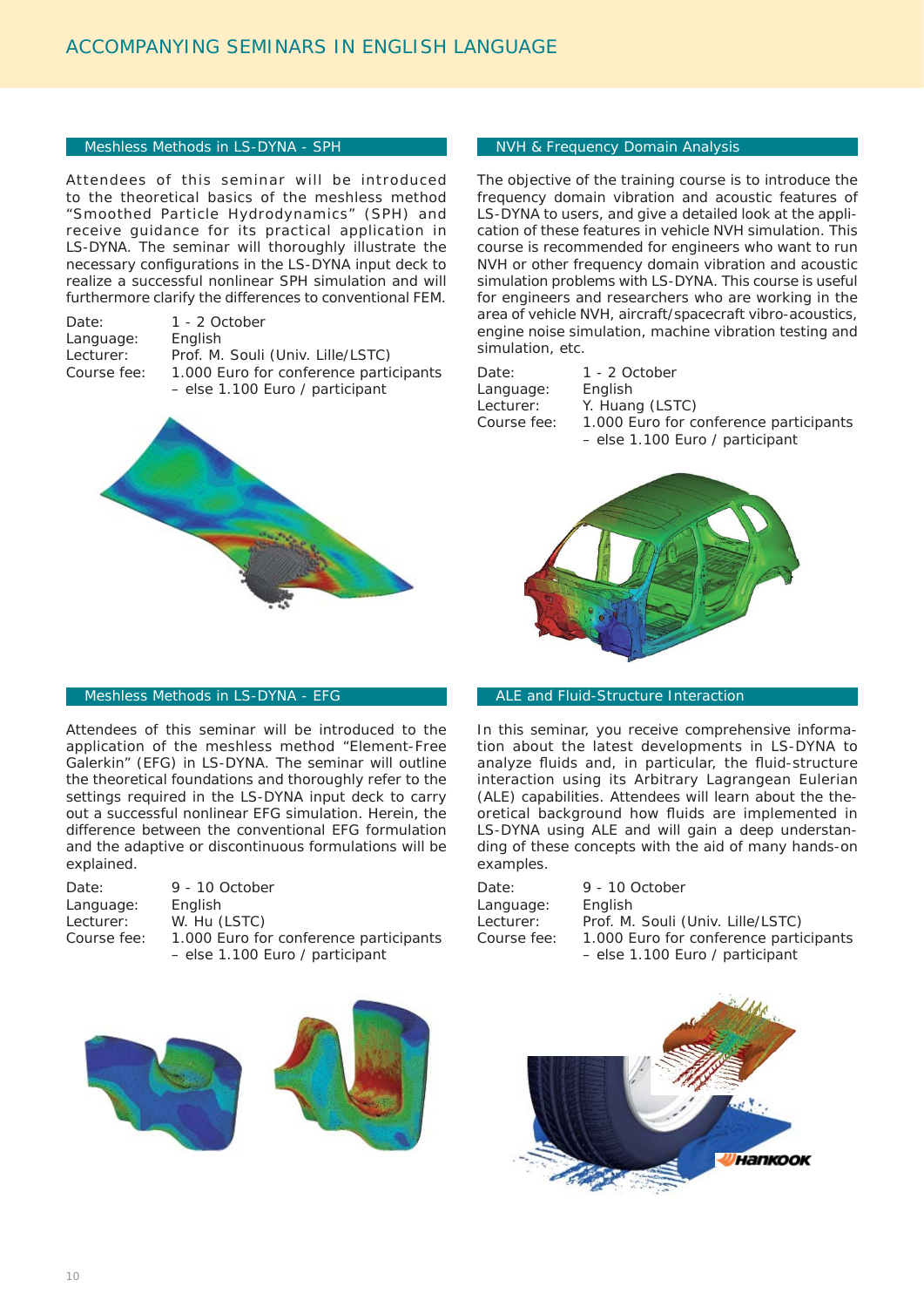# ACCOMPANYING SEMINARS IN ENGLISH LANGUAGE

## Meshless Methods in LS-DYNA - SPH

Attendees of this seminar will be introduced to the theoretical basics of the meshless method "Smoothed Particle Hydrodynamics" (SPH) and receive guidance for its practical application in LS-DYNA. The seminar will thoroughly illustrate the necessary configurations in the LS-DYNA input deck to realize a successful nonlinear SPH simulation and will furthermore clarify the differences to conventional FEM.

Date: 1 - 2 October
Language: English
Lecturer: Prof. M. Souli (Univ. Lille/LSTC)
Course fee: 1.000 Euro for conference participants – else 1.100 Euro / participant

## NVH & Frequency Domain Analysis

The objective of the training course is to introduce the frequency domain vibration and acoustic features of LS-DYNA to users, and give a detailed look at the application of these features in vehicle NVH simulation. This course is recommended for engineers who want to run NVH or other frequency domain vibration and acoustic simulation problems with LS-DYNA. This course is useful for engineers and researchers who are working in the area of vehicle NVH, aircraft/spacecraft vibro-acoustics, engine noise simulation, machine vibration testing and simulation, etc.

Date: 1 - 2 October
Language: English
Lecturer: Y. Huang (LSTC)
Course fee: 1.000 Euro for conference participants – else 1.100 Euro / participant

## Meshless Methods in LS-DYNA - EFG

Attendees of this seminar will be introduced to the application of the meshless method "Element-Free Galerkin" (EFG) in LS-DYNA. The seminar will outline the theoretical foundations and thoroughly refer to the settings required in the LS-DYNA input deck to carry out a successful nonlinear EFG simulation. Herein, the difference between the conventional EFG formulation and the adaptive or discontinuous formulations will be explained.

Date: 9 - 10 October
Language: English
Lecturer: W. Hu (LSTC)
Course fee: 1.000 Euro for conference participants – else 1.100 Euro / participant

## ALE and Fluid-Structure Interaction

In this seminar, you receive comprehensive information about the latest developments in LS-DYNA to analyze fluids and, in particular, the fluid-structure interaction using its Arbitrary Lagrangean Eulerian (ALE) capabilities. Attendees will learn about the theoretical background how fluids are implemented in LS-DYNA using ALE and will gain a deep understanding of these concepts with the aid of many hands-on examples.

Date: 9 - 10 October
Language: English
Lecturer: Prof. M. Souli (Univ. Lille/LSTC)
Course fee: 1.000 Euro for conference participants – else 1.100 Euro / participant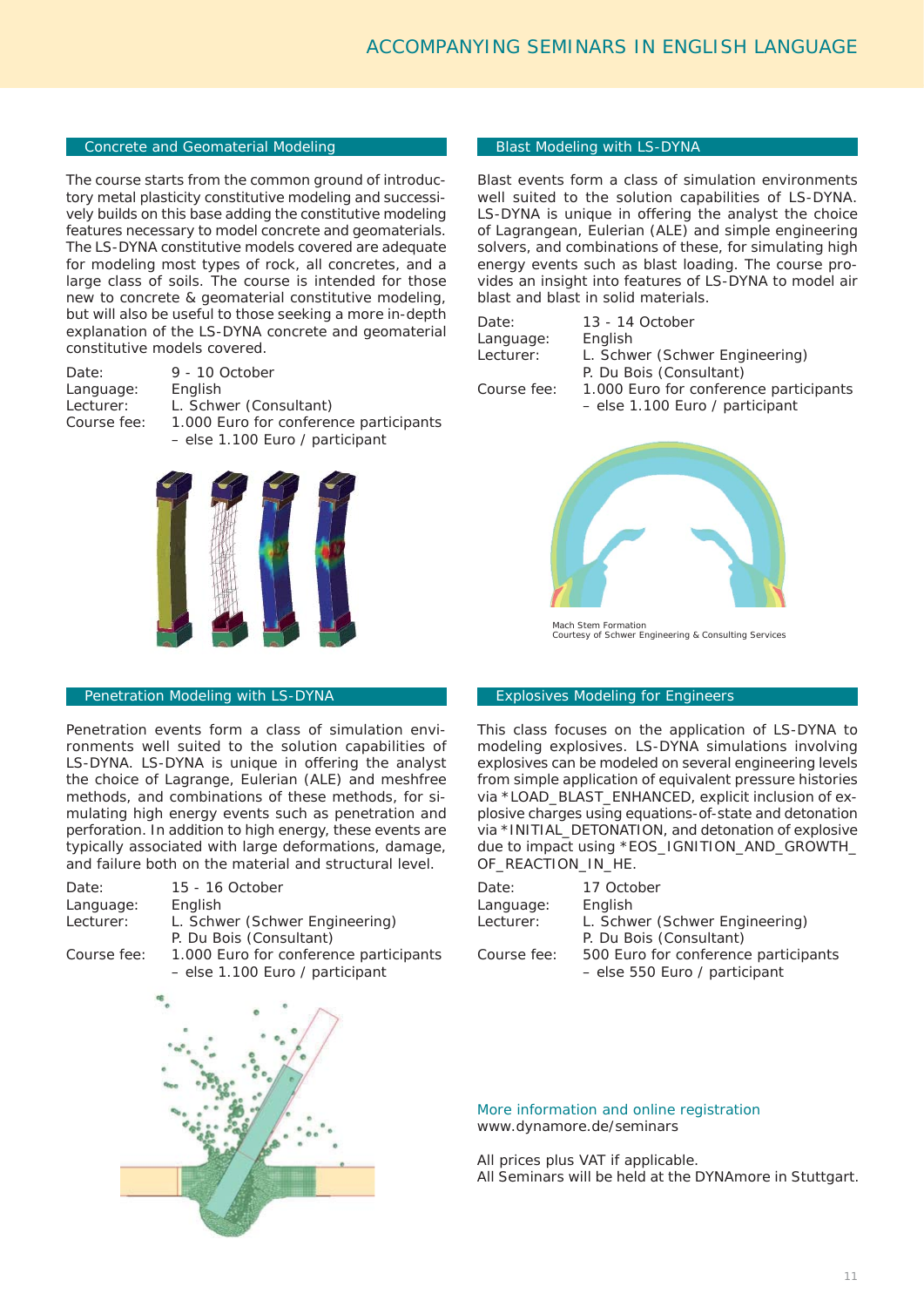# ACCOMPANYING SEMINARS IN ENGLISH LANGUAGE

## Concrete and Geomaterial Modeling

The course starts from the common ground of introductory metal plasticity constitutive modeling and successively builds on this base adding the constitutive modeling features necessary to model concrete and geomaterials. The LS-DYNA constitutive models covered are adequate for modeling most types of rock, all concretes, and a large class of soils. The course is intended for those new to concrete & geomaterial constitutive modeling, but will also be useful to those seeking a more in-depth explanation of the LS-DYNA concrete and geomaterial constitutive models covered.

| | |
|---|---|
| Date: | 9 - 10 October |
| Language: | English |
| Lecturer: | L. Schwer (Consultant) |
| Course fee: | 1.000 Euro for conference participants – else 1.100 Euro / participant |

## Blast Modeling with LS-DYNA

Blast events form a class of simulation environments well suited to the solution capabilities of LS-DYNA. LS-DYNA is unique in offering the analyst the choice of Lagrangean, Eulerian (ALE) and simple engineering solvers, and combinations of these, for simulating high energy events such as blast loading. The course provides an insight into features of LS-DYNA to model air blast and blast in solid materials.

| | |
|---|---|
| Date: | 13 - 14 October |
| Language: | English |
| Lecturer: | L. Schwer (Schwer Engineering) P. Du Bois (Consultant) |
| Course fee: | 1.000 Euro for conference participants – else 1.100 Euro / participant |

Mach Stem Formation
Courtesy of Schwer Engineering & Consulting Services

## Penetration Modeling with LS-DYNA

Penetration events form a class of simulation environments well suited to the solution capabilities of LS-DYNA. LS-DYNA is unique in offering the analyst the choice of Lagrange, Eulerian (ALE) and meshfree methods, and combinations of these methods, for simulating high energy events such as penetration and perforation. In addition to high energy, these events are typically associated with large deformations, damage, and failure both on the material and structural level.

| | |
|---|---|
| Date: | 15 - 16 October |
| Language: | English |
| Lecturer: | L. Schwer (Schwer Engineering) P. Du Bois (Consultant) |
| Course fee: | 1.000 Euro for conference participants – else 1.100 Euro / participant |

## Explosives Modeling for Engineers

This class focuses on the application of LS-DYNA to modeling explosives. LS-DYNA simulations involving explosives can be modeled on several engineering levels from simple application of equivalent pressure histories via *LOAD_BLAST_ENHANCED, explicit inclusion of explosive charges using equations-of-state and detonation via *INITIAL_DETONATION, and detonation of explosive due to impact using *EOS_IGNITION_AND_GROWTH_OF_REACTION_IN_HE.

| | |
|---|---|
| Date: | 17 October |
| Language: | English |
| Lecturer: | L. Schwer (Schwer Engineering) P. Du Bois (Consultant) |
| Course fee: | 500 Euro for conference participants – else 550 Euro / participant |

More information and online registration
www.dynamore.de/seminars

All prices plus VAT if applicable.
All Seminars will be held at the DYNAmore in Stuttgart.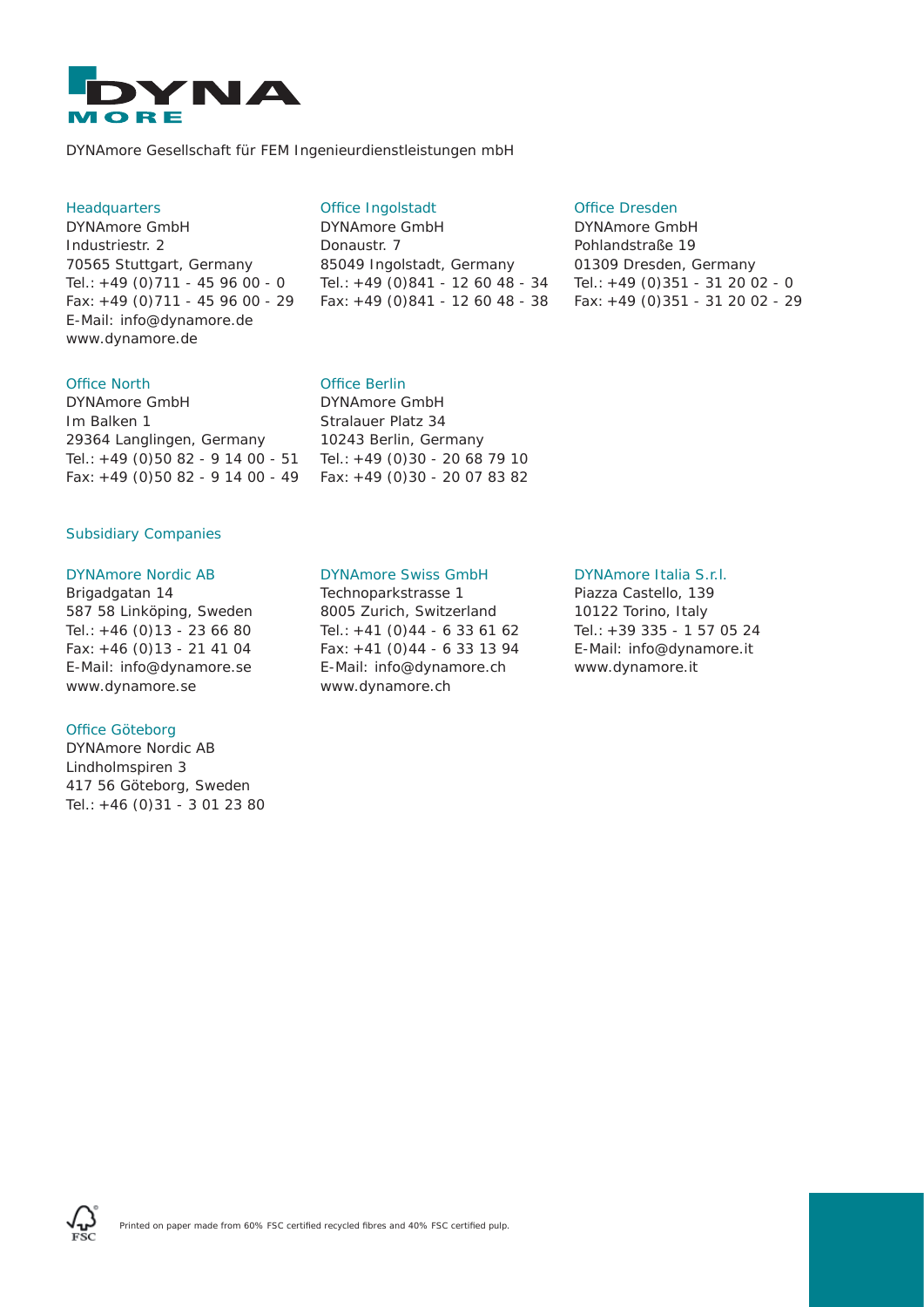DYNA MORE

DYNAmore Gesellschaft für FEM Ingenieurdienstleistungen mbH

### Headquarters

DYNAmore GmbH
Industriestr. 2
70565 Stuttgart, Germany
Tel.: +49 (0)711 - 45 96 00 - 0
Fax: +49 (0)711 - 45 96 00 - 29
E-Mail: info@dynamore.de
www.dynamore.de

### Office Ingolstadt

DYNAmore GmbH
Donaustr. 7
85049 Ingolstadt, Germany
Tel.: +49 (0)841 - 12 60 48 - 34
Fax: +49 (0)841 - 12 60 48 - 38

### Office Dresden

DYNAmore GmbH
Pohlandstraße 19
01309 Dresden, Germany
Tel.: +49 (0)351 - 31 20 02 - 0
Fax: +49 (0)351 - 31 20 02 - 29

### Office North

DYNAmore GmbH
Im Balken 1
29364 Langlingen, Germany
Tel.: +49 (0)50 82 - 9 14 00 - 51
Fax: +49 (0)50 82 - 9 14 00 - 49

### Office Berlin

DYNAmore GmbH
Stralauer Platz 34
10243 Berlin, Germany
Tel.: +49 (0)30 - 20 68 79 10
Fax: +49 (0)30 - 20 07 83 82

## Subsidiary Companies

### DYNAmore Nordic AB

Brigadgatan 14
587 58 Linköping, Sweden
Tel.: +46 (0)13 - 23 66 80
Fax: +46 (0)13 - 21 41 04
E-Mail: info@dynamore.se
www.dynamore.se

### Office Göteborg

DYNAmore Nordic AB
Lindholmspiren 3
417 56 Göteborg, Sweden
Tel.: +46 (0)31 - 3 01 23 80

### DYNAmore Swiss GmbH

Technoparkstrasse 1
8005 Zurich, Switzerland
Tel.: +41 (0)44 - 6 33 61 62
Fax: +41 (0)44 - 6 33 13 94
E-Mail: info@dynamore.ch
www.dynamore.ch

### DYNAmore Italia S.r.l.

Piazza Castello, 139
10122 Torino, Italy
Tel.: +39 335 - 1 57 05 24
E-Mail: info@dynamore.it
www.dynamore.it

FSC

Printed on paper made from 60% FSC certified recycled fibres and 40% FSC certified pulp.